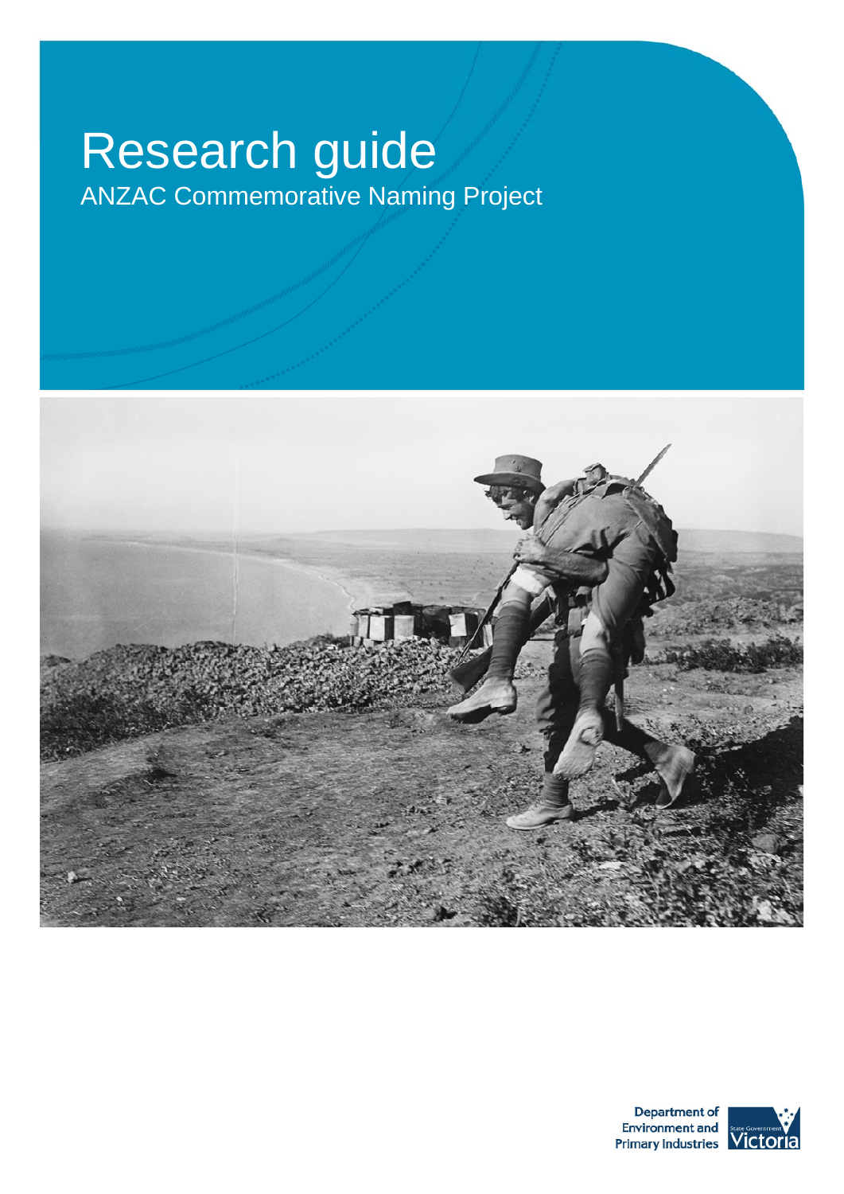# Research guide

## ANZAC Commemorative Naming Project

Department of Environment and Primary Industries

State Government Victoria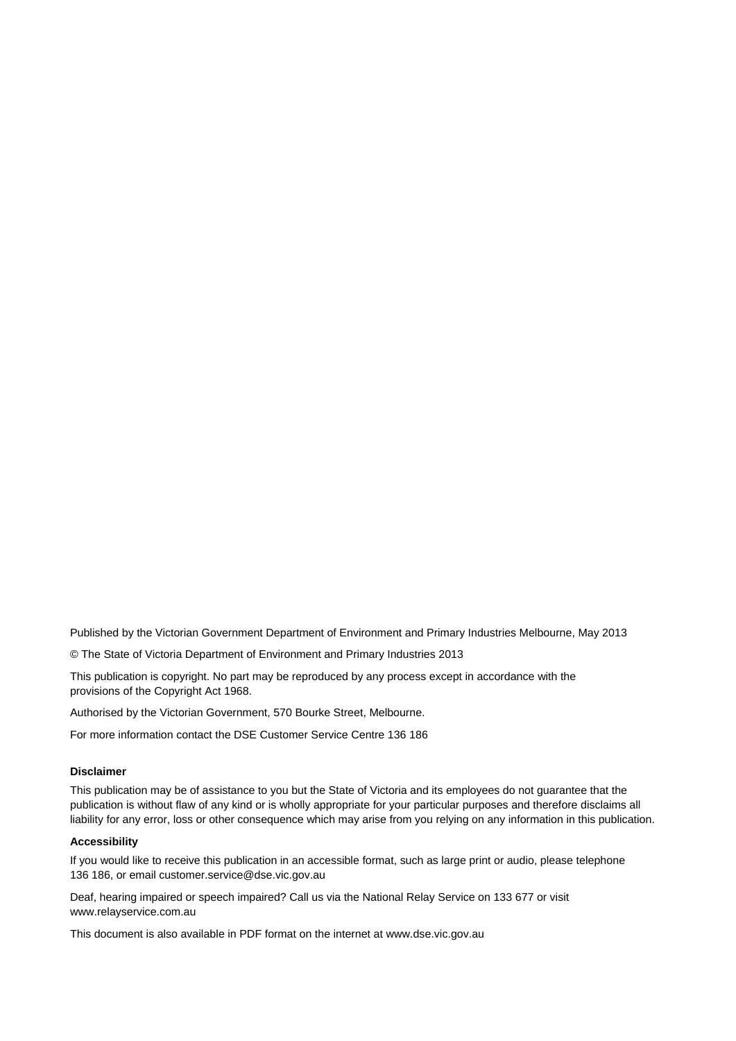Published by the Victorian Government Department of Environment and Primary Industries Melbourne, May 2013

© The State of Victoria Department of Environment and Primary Industries 2013

This publication is copyright. No part may be reproduced by any process except in accordance with the provisions of the Copyright Act 1968.

Authorised by the Victorian Government, 570 Bourke Street, Melbourne.

For more information contact the DSE Customer Service Centre 136 186

**Disclaimer**

This publication may be of assistance to you but the State of Victoria and its employees do not guarantee that the publication is without flaw of any kind or is wholly appropriate for your particular purposes and therefore disclaims all liability for any error, loss or other consequence which may arise from you relying on any information in this publication.

**Accessibility**

If you would like to receive this publication in an accessible format, such as large print or audio, please telephone 136 186, or email customer.service@dse.vic.gov.au

Deaf, hearing impaired or speech impaired? Call us via the National Relay Service on 133 677 or visit www.relayservice.com.au

This document is also available in PDF format on the internet at www.dse.vic.gov.au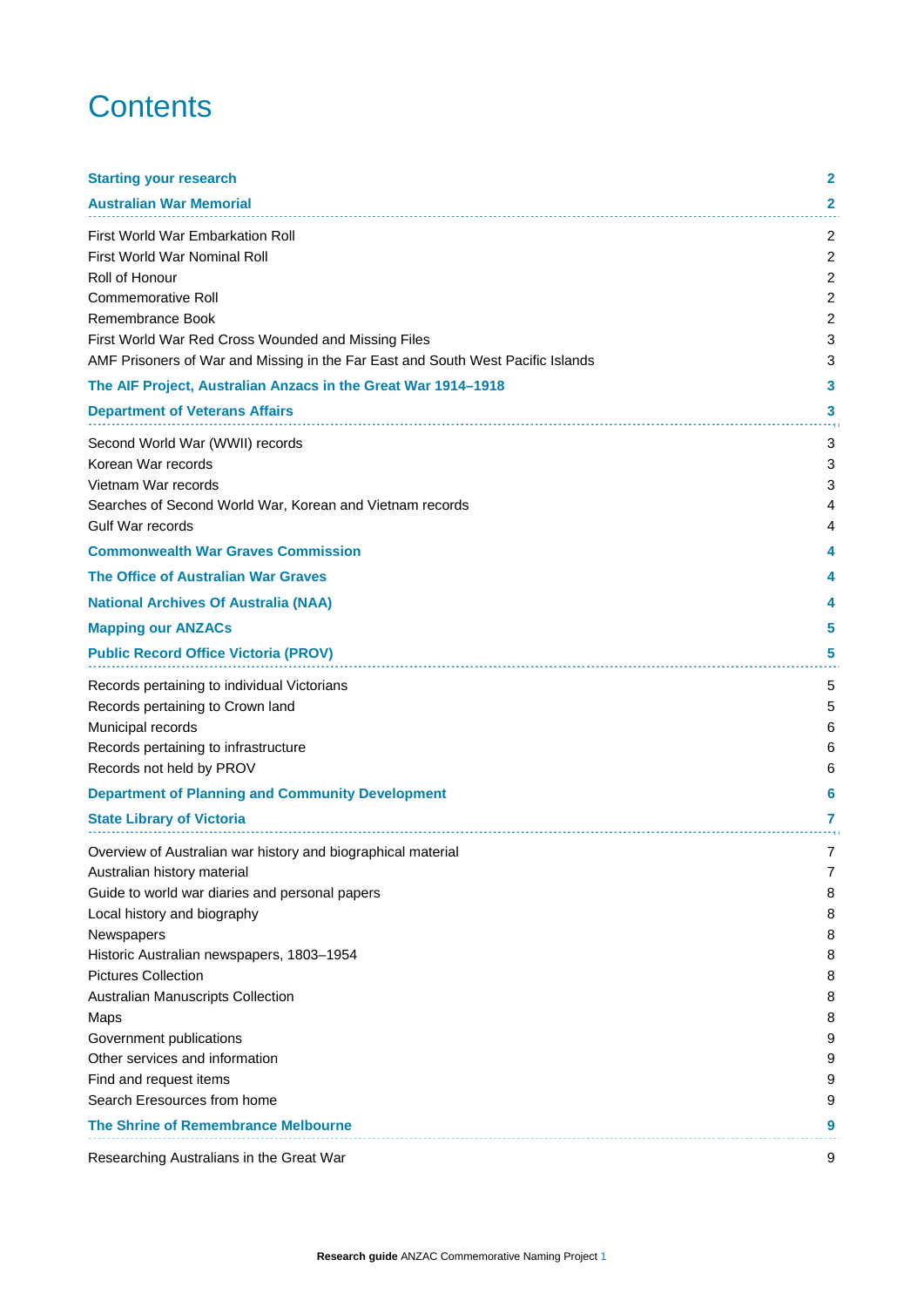# Contents

| | |
|---|---|
| **Starting your research** | **2** |
| **Australian War Memorial** | **2** |
| First World War Embarkation Roll | 2 |
| First World War Nominal Roll | 2 |
| Roll of Honour | 2 |
| Commemorative Roll | 2 |
| Remembrance Book | 2 |
| First World War Red Cross Wounded and Missing Files | 3 |
| AMF Prisoners of War and Missing in the Far East and South West Pacific Islands | 3 |
| **The AIF Project, Australian Anzacs in the Great War 1914–1918** | **3** |
| **Department of Veterans Affairs** | **3** |
| Second World War (WWII) records | 3 |
| Korean War records | 3 |
| Vietnam War records | 3 |
| Searches of Second World War, Korean and Vietnam records | 4 |
| Gulf War records | 4 |
| **Commonwealth War Graves Commission** | **4** |
| **The Office of Australian War Graves** | **4** |
| **National Archives Of Australia (NAA)** | **4** |
| **Mapping our ANZACs** | **5** |
| **Public Record Office Victoria (PROV)** | **5** |
| Records pertaining to individual Victorians | 5 |
| Records pertaining to Crown land | 5 |
| Municipal records | 6 |
| Records pertaining to infrastructure | 6 |
| Records not held by PROV | 6 |
| **Department of Planning and Community Development** | **6** |
| **State Library of Victoria** | **7** |
| Overview of Australian war history and biographical material | 7 |
| Australian history material | 7 |
| Guide to world war diaries and personal papers | 8 |
| Local history and biography | 8 |
| Newspapers | 8 |
| Historic Australian newspapers, 1803–1954 | 8 |
| Pictures Collection | 8 |
| Australian Manuscripts Collection | 8 |
| Maps | 8 |
| Government publications | 9 |
| Other services and information | 9 |
| Find and request items | 9 |
| Search Eresources from home | 9 |
| **The Shrine of Remembrance Melbourne** | **9** |
| Researching Australians in the Great War | 9 |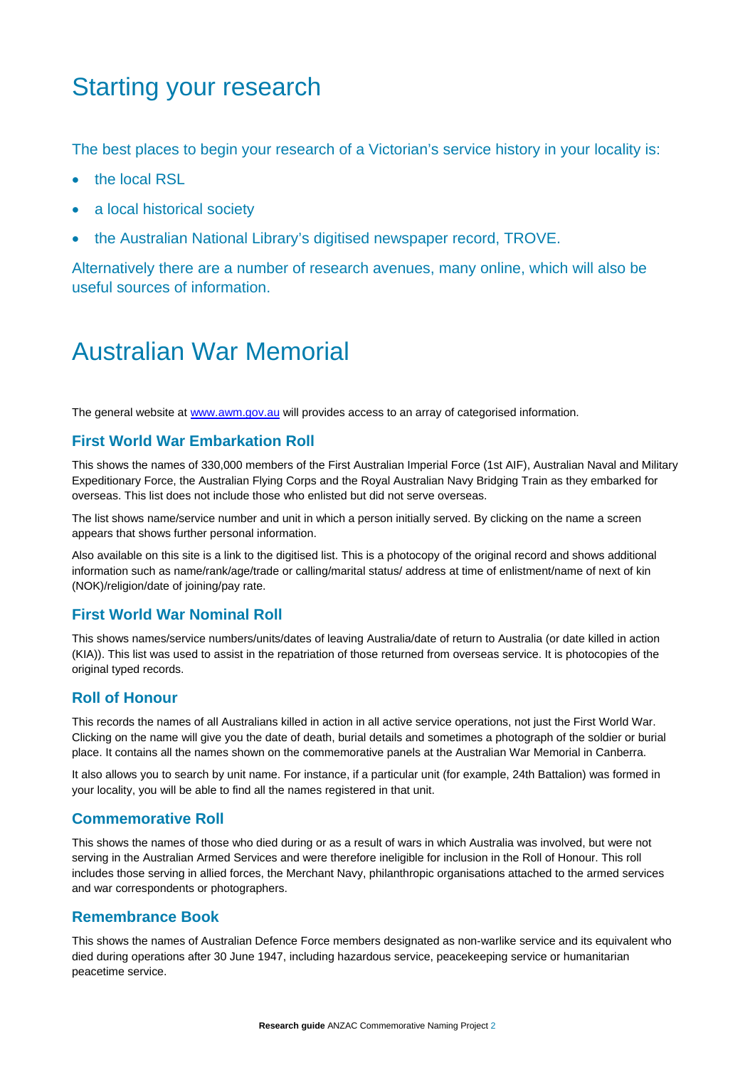# Starting your research

The best places to begin your research of a Victorian's service history in your locality is:

- the local RSL
- a local historical society
- the Australian National Library's digitised newspaper record, TROVE.

Alternatively there are a number of research avenues, many online, which will also be useful sources of information.

# Australian War Memorial

The general website at [www.awm.gov.au](http://www.awm.gov.au) will provides access to an array of categorised information.

## First World War Embarkation Roll

This shows the names of 330,000 members of the First Australian Imperial Force (1st AIF), Australian Naval and Military Expeditionary Force, the Australian Flying Corps and the Royal Australian Navy Bridging Train as they embarked for overseas. This list does not include those who enlisted but did not serve overseas.

The list shows name/service number and unit in which a person initially served. By clicking on the name a screen appears that shows further personal information.

Also available on this site is a link to the digitised list. This is a photocopy of the original record and shows additional information such as name/rank/age/trade or calling/marital status/ address at time of enlistment/name of next of kin (NOK)/religion/date of joining/pay rate.

## First World War Nominal Roll

This shows names/service numbers/units/dates of leaving Australia/date of return to Australia (or date killed in action (KIA)). This list was used to assist in the repatriation of those returned from overseas service. It is photocopies of the original typed records.

## Roll of Honour

This records the names of all Australians killed in action in all active service operations, not just the First World War. Clicking on the name will give you the date of death, burial details and sometimes a photograph of the soldier or burial place. It contains all the names shown on the commemorative panels at the Australian War Memorial in Canberra.

It also allows you to search by unit name. For instance, if a particular unit (for example, 24th Battalion) was formed in your locality, you will be able to find all the names registered in that unit.

## Commemorative Roll

This shows the names of those who died during or as a result of wars in which Australia was involved, but were not serving in the Australian Armed Services and were therefore ineligible for inclusion in the Roll of Honour. This roll includes those serving in allied forces, the Merchant Navy, philanthropic organisations attached to the armed services and war correspondents or photographers.

## Remembrance Book

This shows the names of Australian Defence Force members designated as non-warlike service and its equivalent who died during operations after 30 June 1947, including hazardous service, peacekeeping service or humanitarian peacetime service.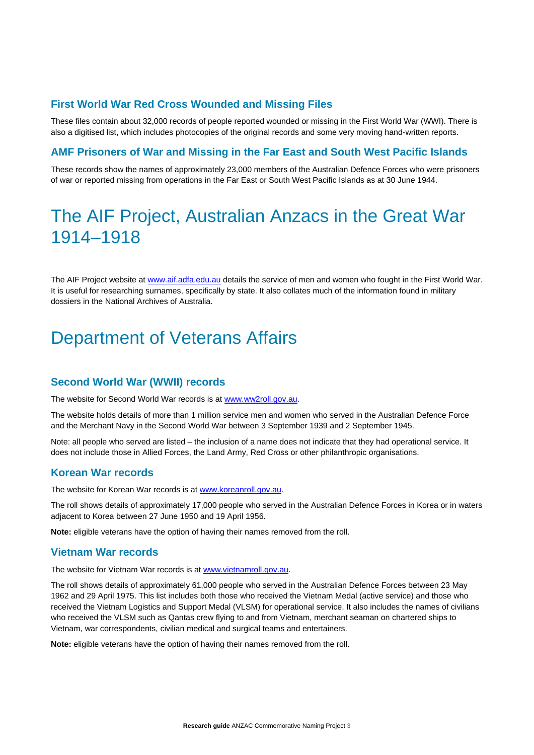### First World War Red Cross Wounded and Missing Files

These files contain about 32,000 records of people reported wounded or missing in the First World War (WWI). There is also a digitised list, which includes photocopies of the original records and some very moving hand-written reports.

### AMF Prisoners of War and Missing in the Far East and South West Pacific Islands

These records show the names of approximately 23,000 members of the Australian Defence Forces who were prisoners of war or reported missing from operations in the Far East or South West Pacific Islands as at 30 June 1944.

## The AIF Project, Australian Anzacs in the Great War 1914–1918

The AIF Project website at [www.aif.adfa.edu.au](www.aif.adfa.edu.au) details the service of men and women who fought in the First World War. It is useful for researching surnames, specifically by state. It also collates much of the information found in military dossiers in the National Archives of Australia.

## Department of Veterans Affairs

### Second World War (WWII) records

The website for Second World War records is at [www.ww2roll.gov.au](www.ww2roll.gov.au).

The website holds details of more than 1 million service men and women who served in the Australian Defence Force and the Merchant Navy in the Second World War between 3 September 1939 and 2 September 1945.

Note: all people who served are listed – the inclusion of a name does not indicate that they had operational service. It does not include those in Allied Forces, the Land Army, Red Cross or other philanthropic organisations.

### Korean War records

The website for Korean War records is at [www.koreanroll.gov.au](www.koreanroll.gov.au).

The roll shows details of approximately 17,000 people who served in the Australian Defence Forces in Korea or in waters adjacent to Korea between 27 June 1950 and 19 April 1956.

**Note:** eligible veterans have the option of having their names removed from the roll.

### Vietnam War records

The website for Vietnam War records is at [www.vietnamroll.gov.au](www.vietnamroll.gov.au).

The roll shows details of approximately 61,000 people who served in the Australian Defence Forces between 23 May 1962 and 29 April 1975. This list includes both those who received the Vietnam Medal (active service) and those who received the Vietnam Logistics and Support Medal (VLSM) for operational service. It also includes the names of civilians who received the VLSM such as Qantas crew flying to and from Vietnam, merchant seaman on chartered ships to Vietnam, war correspondents, civilian medical and surgical teams and entertainers.

**Note:** eligible veterans have the option of having their names removed from the roll.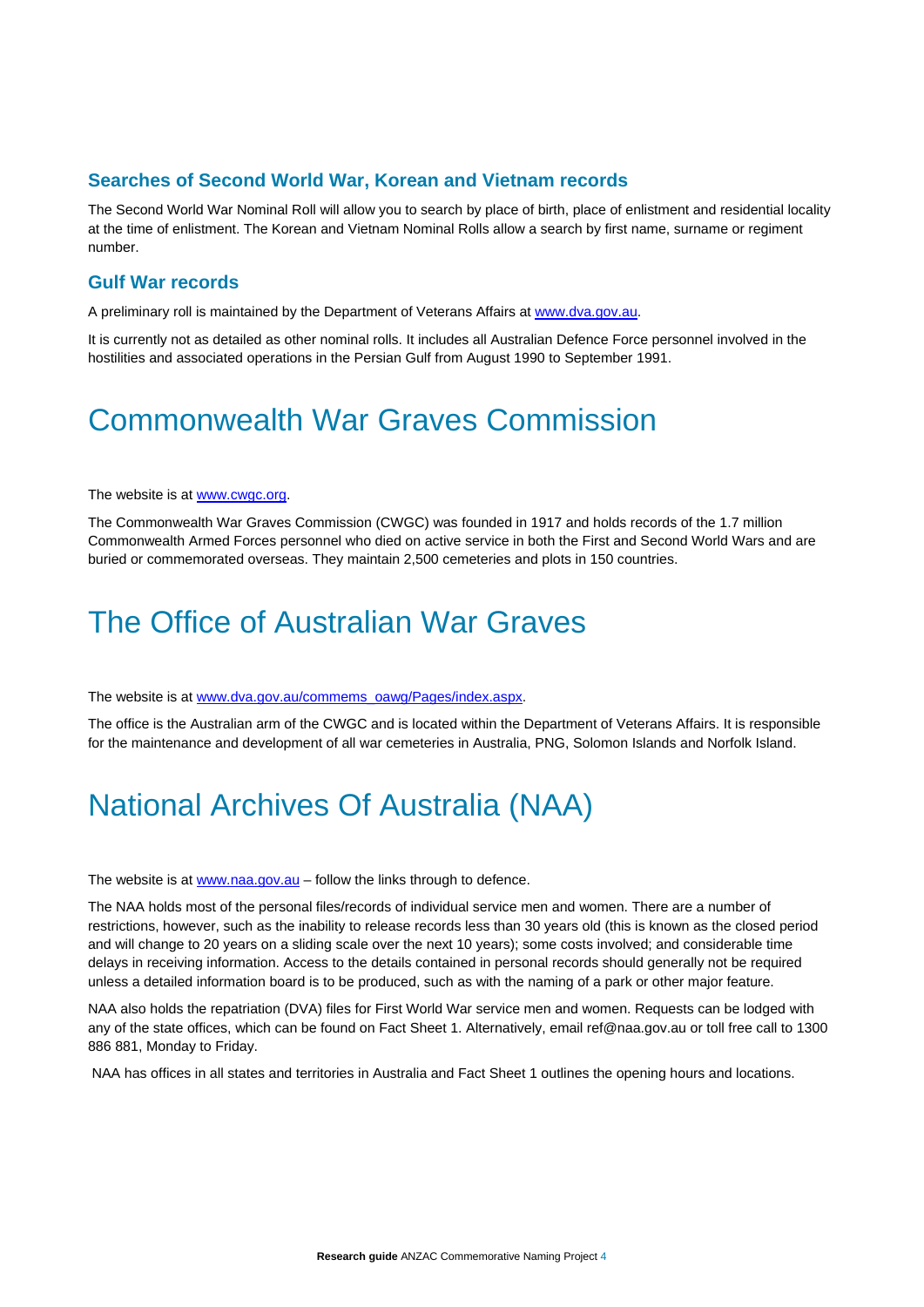### Searches of Second World War, Korean and Vietnam records

The Second World War Nominal Roll will allow you to search by place of birth, place of enlistment and residential locality at the time of enlistment. The Korean and Vietnam Nominal Rolls allow a search by first name, surname or regiment number.

### Gulf War records

A preliminary roll is maintained by the Department of Veterans Affairs at [www.dva.gov.au](http://www.dva.gov.au).

It is currently not as detailed as other nominal rolls. It includes all Australian Defence Force personnel involved in the hostilities and associated operations in the Persian Gulf from August 1990 to September 1991.

# Commonwealth War Graves Commission

The website is at [www.cwgc.org](http://www.cwgc.org).

The Commonwealth War Graves Commission (CWGC) was founded in 1917 and holds records of the 1.7 million Commonwealth Armed Forces personnel who died on active service in both the First and Second World Wars and are buried or commemorated overseas. They maintain 2,500 cemeteries and plots in 150 countries.

# The Office of Australian War Graves

The website is at [www.dva.gov.au/commems_oawg/Pages/index.aspx](http://www.dva.gov.au/commems_oawg/Pages/index.aspx).

The office is the Australian arm of the CWGC and is located within the Department of Veterans Affairs. It is responsible for the maintenance and development of all war cemeteries in Australia, PNG, Solomon Islands and Norfolk Island.

# National Archives Of Australia (NAA)

The website is at [www.naa.gov.au](http://www.naa.gov.au) – follow the links through to defence.

The NAA holds most of the personal files/records of individual service men and women. There are a number of restrictions, however, such as the inability to release records less than 30 years old (this is known as the closed period and will change to 20 years on a sliding scale over the next 10 years); some costs involved; and considerable time delays in receiving information. Access to the details contained in personal records should generally not be required unless a detailed information board is to be produced, such as with the naming of a park or other major feature.

NAA also holds the repatriation (DVA) files for First World War service men and women. Requests can be lodged with any of the state offices, which can be found on Fact Sheet 1. Alternatively, email ref@naa.gov.au or toll free call to 1300 886 881, Monday to Friday.

NAA has offices in all states and territories in Australia and Fact Sheet 1 outlines the opening hours and locations.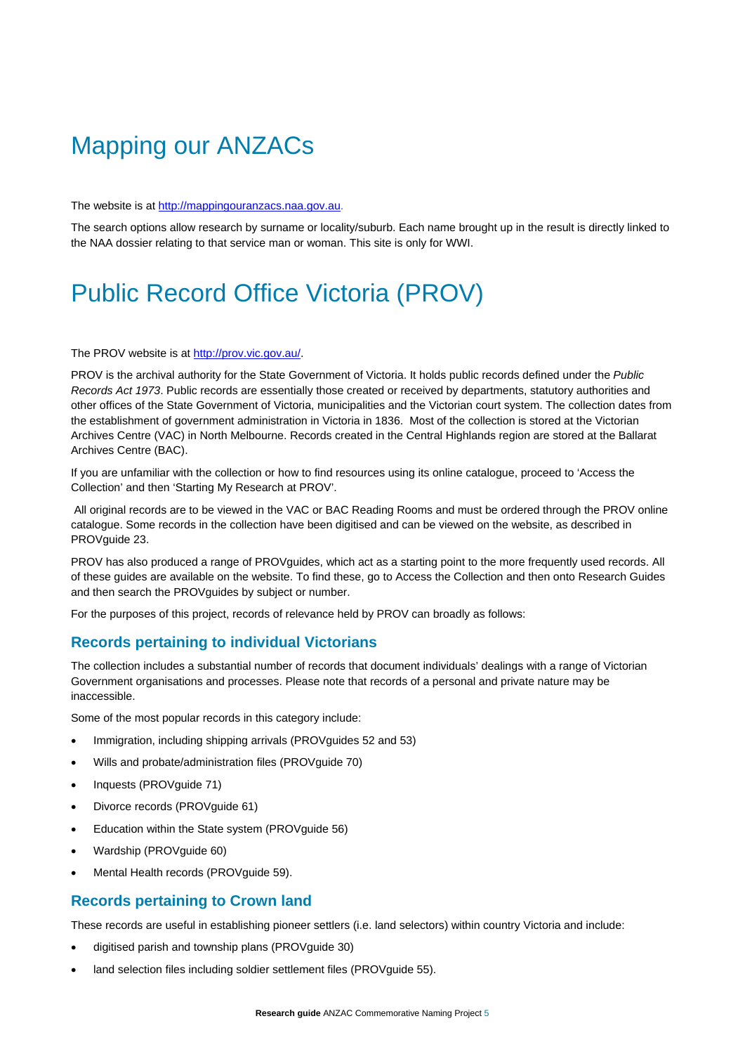# Mapping our ANZACs

The website is at http://mappingouranzacs.naa.gov.au.

The search options allow research by surname or locality/suburb. Each name brought up in the result is directly linked to the NAA dossier relating to that service man or woman. This site is only for WWI.

# Public Record Office Victoria (PROV)

The PROV website is at http://prov.vic.gov.au/.

PROV is the archival authority for the State Government of Victoria. It holds public records defined under the *Public Records Act 1973*. Public records are essentially those created or received by departments, statutory authorities and other offices of the State Government of Victoria, municipalities and the Victorian court system. The collection dates from the establishment of government administration in Victoria in 1836. Most of the collection is stored at the Victorian Archives Centre (VAC) in North Melbourne. Records created in the Central Highlands region are stored at the Ballarat Archives Centre (BAC).

If you are unfamiliar with the collection or how to find resources using its online catalogue, proceed to 'Access the Collection' and then 'Starting My Research at PROV'.

All original records are to be viewed in the VAC or BAC Reading Rooms and must be ordered through the PROV online catalogue. Some records in the collection have been digitised and can be viewed on the website, as described in PROVguide 23.

PROV has also produced a range of PROVguides, which act as a starting point to the more frequently used records. All of these guides are available on the website. To find these, go to Access the Collection and then onto Research Guides and then search the PROVguides by subject or number.

For the purposes of this project, records of relevance held by PROV can broadly as follows:

### Records pertaining to individual Victorians

The collection includes a substantial number of records that document individuals' dealings with a range of Victorian Government organisations and processes. Please note that records of a personal and private nature may be inaccessible.

Some of the most popular records in this category include:

- Immigration, including shipping arrivals (PROVguides 52 and 53)
- Wills and probate/administration files (PROVguide 70)
- Inquests (PROVguide 71)
- Divorce records (PROVguide 61)
- Education within the State system (PROVguide 56)
- Wardship (PROVguide 60)
- Mental Health records (PROVguide 59).

### Records pertaining to Crown land

These records are useful in establishing pioneer settlers (i.e. land selectors) within country Victoria and include:

- digitised parish and township plans (PROVguide 30)
- land selection files including soldier settlement files (PROVguide 55).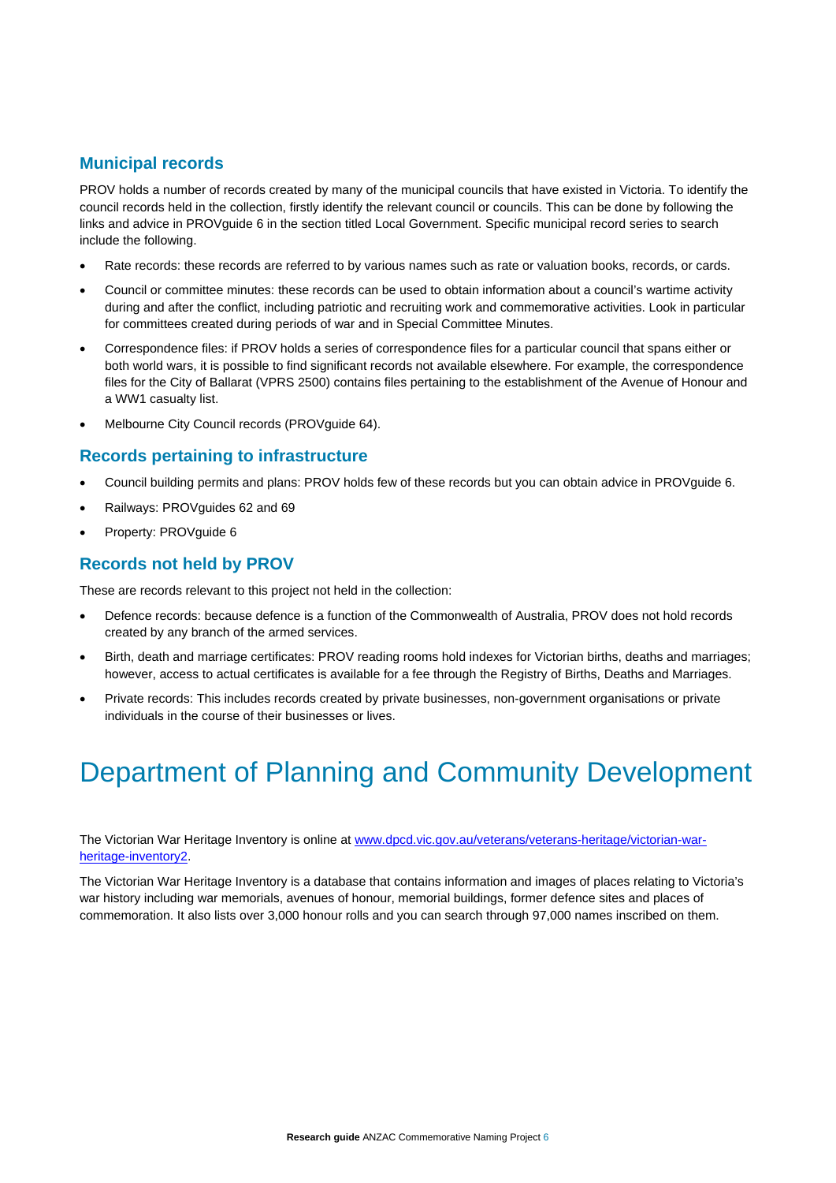### Municipal records

PROV holds a number of records created by many of the municipal councils that have existed in Victoria. To identify the council records held in the collection, firstly identify the relevant council or councils. This can be done by following the links and advice in PROVguide 6 in the section titled Local Government. Specific municipal record series to search include the following.

- Rate records: these records are referred to by various names such as rate or valuation books, records, or cards.
- Council or committee minutes: these records can be used to obtain information about a council's wartime activity during and after the conflict, including patriotic and recruiting work and commemorative activities. Look in particular for committees created during periods of war and in Special Committee Minutes.
- Correspondence files: if PROV holds a series of correspondence files for a particular council that spans either or both world wars, it is possible to find significant records not available elsewhere. For example, the correspondence files for the City of Ballarat (VPRS 2500) contains files pertaining to the establishment of the Avenue of Honour and a WW1 casualty list.
- Melbourne City Council records (PROVguide 64).

### Records pertaining to infrastructure

- Council building permits and plans: PROV holds few of these records but you can obtain advice in PROVguide 6.
- Railways: PROVguides 62 and 69
- Property: PROVguide 6

### Records not held by PROV

These are records relevant to this project not held in the collection:

- Defence records: because defence is a function of the Commonwealth of Australia, PROV does not hold records created by any branch of the armed services.
- Birth, death and marriage certificates: PROV reading rooms hold indexes for Victorian births, deaths and marriages; however, access to actual certificates is available for a fee through the Registry of Births, Deaths and Marriages.
- Private records: This includes records created by private businesses, non-government organisations or private individuals in the course of their businesses or lives.

# Department of Planning and Community Development

The Victorian War Heritage Inventory is online at [www.dpcd.vic.gov.au/veterans/veterans-heritage/victorian-war-heritage-inventory2](www.dpcd.vic.gov.au/veterans/veterans-heritage/victorian-war-heritage-inventory2).

The Victorian War Heritage Inventory is a database that contains information and images of places relating to Victoria's war history including war memorials, avenues of honour, memorial buildings, former defence sites and places of commemoration. It also lists over 3,000 honour rolls and you can search through 97,000 names inscribed on them.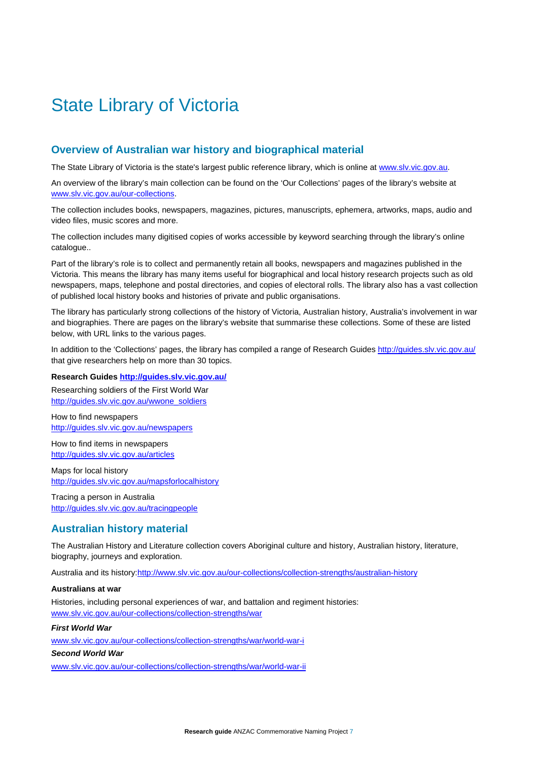# State Library of Victoria

## Overview of Australian war history and biographical material

The State Library of Victoria is the state's largest public reference library, which is online at www.slv.vic.gov.au.

An overview of the library's main collection can be found on the 'Our Collections' pages of the library's website at www.slv.vic.gov.au/our-collections.

The collection includes books, newspapers, magazines, pictures, manuscripts, ephemera, artworks, maps, audio and video files, music scores and more.

The collection includes many digitised copies of works accessible by keyword searching through the library's online catalogue..

Part of the library's role is to collect and permanently retain all books, newspapers and magazines published in the Victoria. This means the library has many items useful for biographical and local history research projects such as old newspapers, maps, telephone and postal directories, and copies of electoral rolls. The library also has a vast collection of published local history books and histories of private and public organisations.

The library has particularly strong collections of the history of Victoria, Australian history, Australia's involvement in war and biographies. There are pages on the library's website that summarise these collections. Some of these are listed below, with URL links to the various pages.

In addition to the 'Collections' pages, the library has compiled a range of Research Guides http://guides.slv.vic.gov.au/ that give researchers help on more than 30 topics.

**Research Guides http://guides.slv.vic.gov.au/**

Researching soldiers of the First World War
http://guides.slv.vic.gov.au/wwone_soldiers

How to find newspapers
http://guides.slv.vic.gov.au/newspapers

How to find items in newspapers
http://guides.slv.vic.gov.au/articles

Maps for local history
http://guides.slv.vic.gov.au/mapsforlocalhistory

Tracing a person in Australia
http://guides.slv.vic.gov.au/tracingpeople

## Australian history material

The Australian History and Literature collection covers Aboriginal culture and history, Australian history, literature, biography, journeys and exploration.

Australia and its history:http://www.slv.vic.gov.au/our-collections/collection-strengths/australian-history

**Australians at war**

Histories, including personal experiences of war, and battalion and regiment histories:
www.slv.vic.gov.au/our-collections/collection-strengths/war

***First World War***

www.slv.vic.gov.au/our-collections/collection-strengths/war/world-war-i

***Second World War***

www.slv.vic.gov.au/our-collections/collection-strengths/war/world-war-ii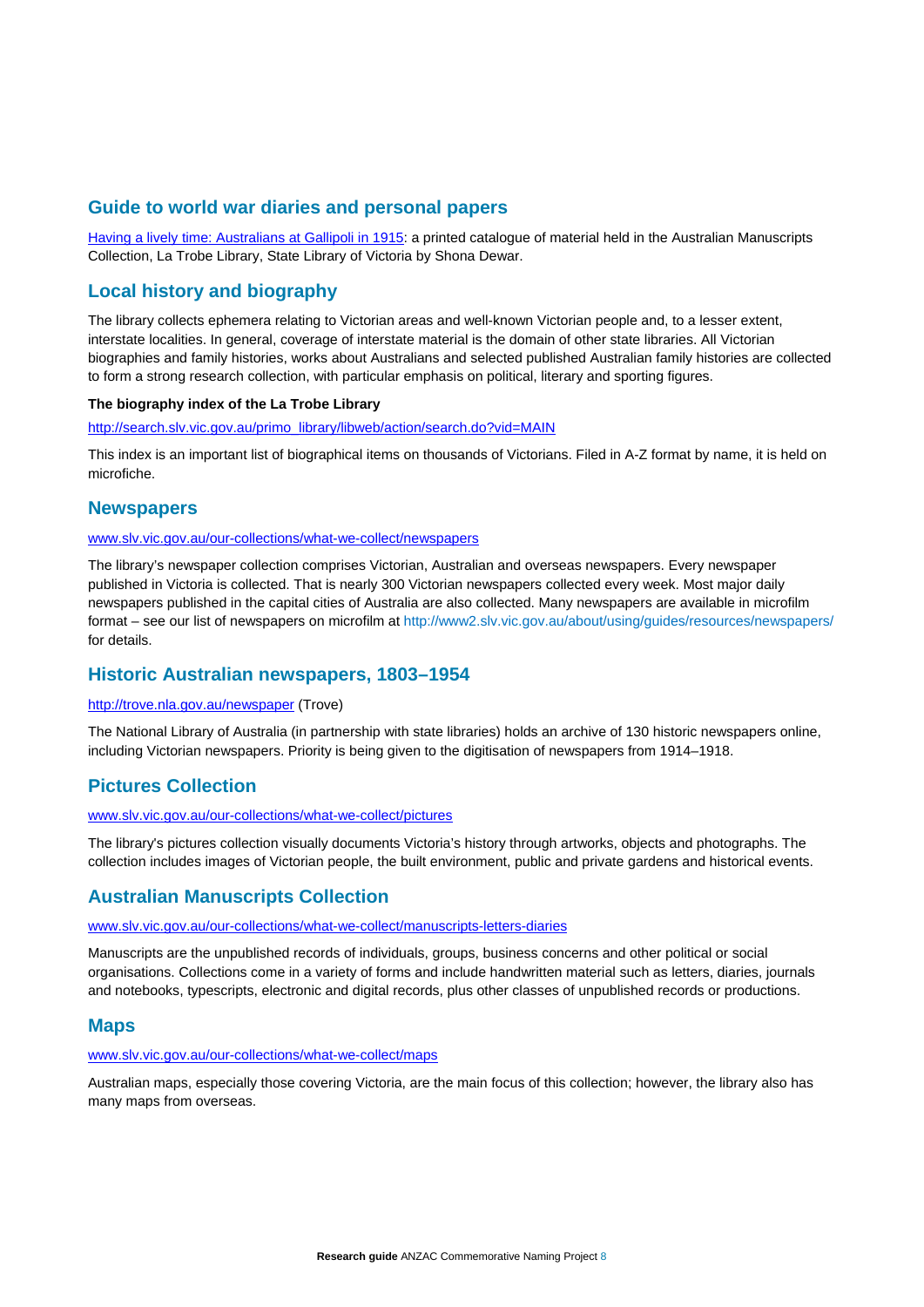## Guide to world war diaries and personal papers

[Having a lively time: Australians at Gallipoli in 1915](#): a printed catalogue of material held in the Australian Manuscripts Collection, La Trobe Library, State Library of Victoria by Shona Dewar.

## Local history and biography

The library collects ephemera relating to Victorian areas and well-known Victorian people and, to a lesser extent, interstate localities. In general, coverage of interstate material is the domain of other state libraries. All Victorian biographies and family histories, works about Australians and selected published Australian family histories are collected to form a strong research collection, with particular emphasis on political, literary and sporting figures.

**The biography index of the La Trobe Library**

http://search.slv.vic.gov.au/primo_library/libweb/action/search.do?vid=MAIN

This index is an important list of biographical items on thousands of Victorians. Filed in A-Z format by name, it is held on microfiche.

## Newspapers

www.slv.vic.gov.au/our-collections/what-we-collect/newspapers

The library's newspaper collection comprises Victorian, Australian and overseas newspapers. Every newspaper published in Victoria is collected. That is nearly 300 Victorian newspapers collected every week. Most major daily newspapers published in the capital cities of Australia are also collected. Many newspapers are available in microfilm format – see our list of newspapers on microfilm at http://www2.slv.vic.gov.au/about/using/guides/resources/newspapers/ for details.

## Historic Australian newspapers, 1803–1954

http://trove.nla.gov.au/newspaper (Trove)

The National Library of Australia (in partnership with state libraries) holds an archive of 130 historic newspapers online, including Victorian newspapers. Priority is being given to the digitisation of newspapers from 1914–1918.

## Pictures Collection

www.slv.vic.gov.au/our-collections/what-we-collect/pictures

The library's pictures collection visually documents Victoria's history through artworks, objects and photographs. The collection includes images of Victorian people, the built environment, public and private gardens and historical events.

## Australian Manuscripts Collection

www.slv.vic.gov.au/our-collections/what-we-collect/manuscripts-letters-diaries

Manuscripts are the unpublished records of individuals, groups, business concerns and other political or social organisations. Collections come in a variety of forms and include handwritten material such as letters, diaries, journals and notebooks, typescripts, electronic and digital records, plus other classes of unpublished records or productions.

## Maps

www.slv.vic.gov.au/our-collections/what-we-collect/maps

Australian maps, especially those covering Victoria, are the main focus of this collection; however, the library also has many maps from overseas.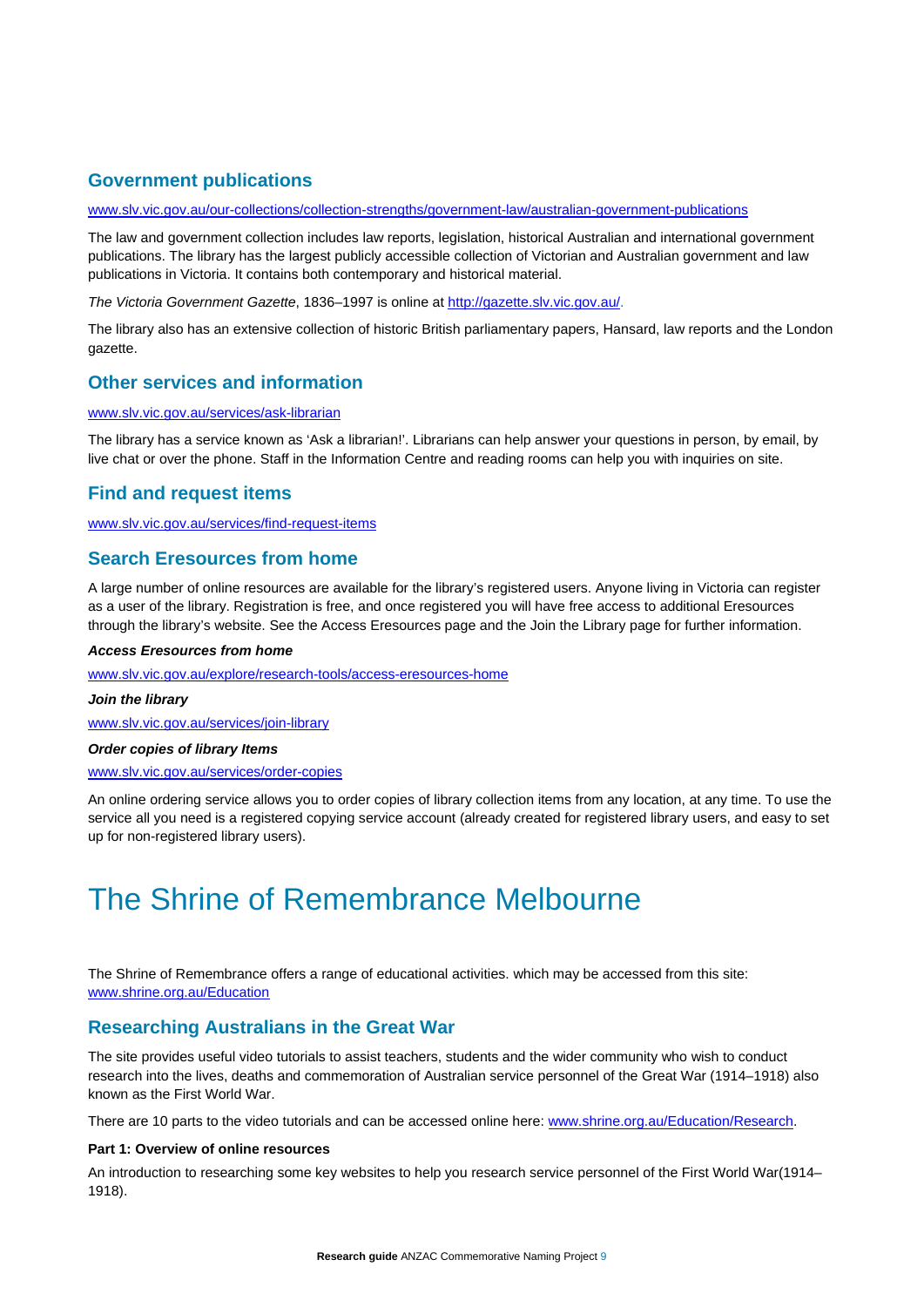## Government publications

www.slv.vic.gov.au/our-collections/collection-strengths/government-law/australian-government-publications

The law and government collection includes law reports, legislation, historical Australian and international government publications. The library has the largest publicly accessible collection of Victorian and Australian government and law publications in Victoria. It contains both contemporary and historical material.

*The Victoria Government Gazette*, 1836–1997 is online at http://gazette.slv.vic.gov.au/.

The library also has an extensive collection of historic British parliamentary papers, Hansard, law reports and the London gazette.

## Other services and information

www.slv.vic.gov.au/services/ask-librarian

The library has a service known as 'Ask a librarian!'. Librarians can help answer your questions in person, by email, by live chat or over the phone. Staff in the Information Centre and reading rooms can help you with inquiries on site.

## Find and request items

www.slv.vic.gov.au/services/find-request-items

## Search Eresources from home

A large number of online resources are available for the library's registered users. Anyone living in Victoria can register as a user of the library. Registration is free, and once registered you will have free access to additional Eresources through the library's website. See the Access Eresources page and the Join the Library page for further information.

***Access Eresources from home***

www.slv.vic.gov.au/explore/research-tools/access-eresources-home

***Join the library***

www.slv.vic.gov.au/services/join-library

***Order copies of library Items***

www.slv.vic.gov.au/services/order-copies

An online ordering service allows you to order copies of library collection items from any location, at any time. To use the service all you need is a registered copying service account (already created for registered library users, and easy to set up for non-registered library users).

# The Shrine of Remembrance Melbourne

The Shrine of Remembrance offers a range of educational activities. which may be accessed from this site: www.shrine.org.au/Education

## Researching Australians in the Great War

The site provides useful video tutorials to assist teachers, students and the wider community who wish to conduct research into the lives, deaths and commemoration of Australian service personnel of the Great War (1914–1918) also known as the First World War.

There are 10 parts to the video tutorials and can be accessed online here: www.shrine.org.au/Education/Research.

**Part 1: Overview of online resources**

An introduction to researching some key websites to help you research service personnel of the First World War(1914–1918).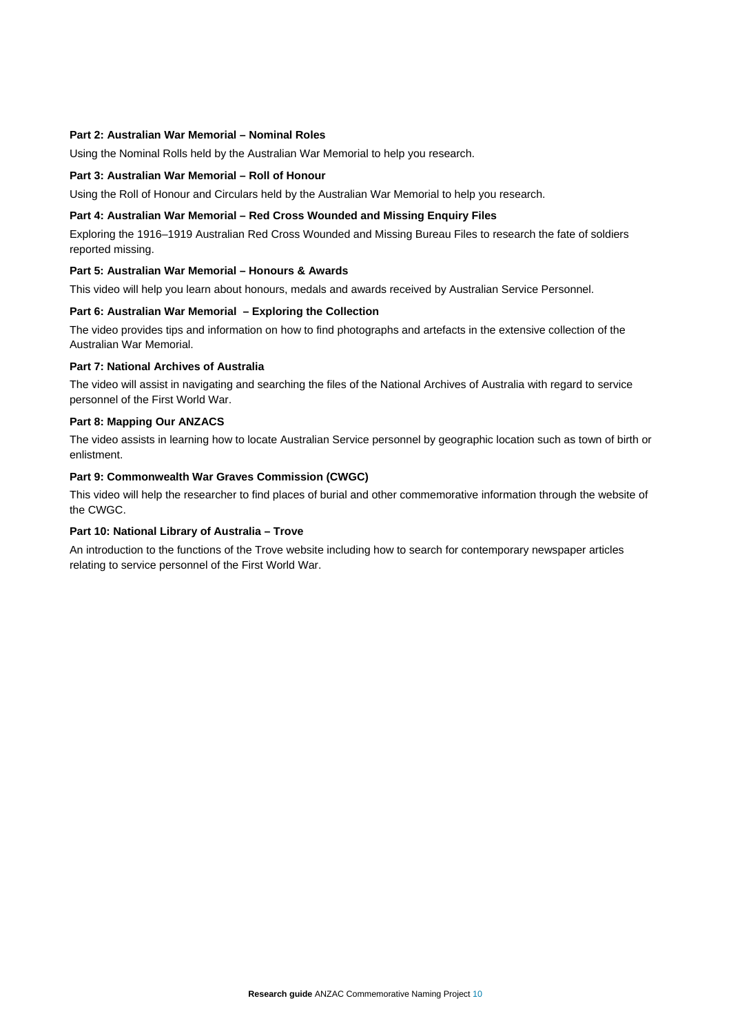**Part 2: Australian War Memorial – Nominal Roles**

Using the Nominal Rolls held by the Australian War Memorial to help you research.

**Part 3: Australian War Memorial – Roll of Honour**

Using the Roll of Honour and Circulars held by the Australian War Memorial to help you research.

**Part 4: Australian War Memorial – Red Cross Wounded and Missing Enquiry Files**

Exploring the 1916–1919 Australian Red Cross Wounded and Missing Bureau Files to research the fate of soldiers reported missing.

**Part 5: Australian War Memorial – Honours & Awards**

This video will help you learn about honours, medals and awards received by Australian Service Personnel.

**Part 6: Australian War Memorial – Exploring the Collection**

The video provides tips and information on how to find photographs and artefacts in the extensive collection of the Australian War Memorial.

**Part 7: National Archives of Australia**

The video will assist in navigating and searching the files of the National Archives of Australia with regard to service personnel of the First World War.

**Part 8: Mapping Our ANZACS**

The video assists in learning how to locate Australian Service personnel by geographic location such as town of birth or enlistment.

**Part 9: Commonwealth War Graves Commission (CWGC)**

This video will help the researcher to find places of burial and other commemorative information through the website of the CWGC.

**Part 10: National Library of Australia – Trove**

An introduction to the functions of the Trove website including how to search for contemporary newspaper articles relating to service personnel of the First World War.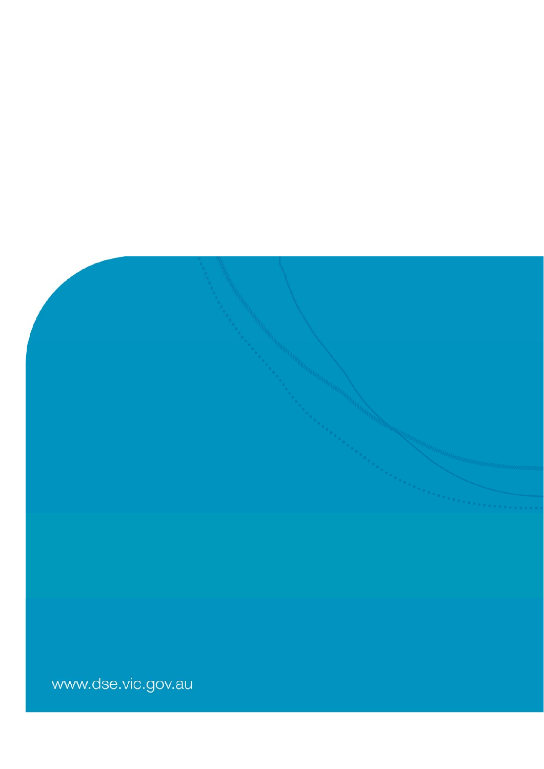www.dse.vic.gov.au